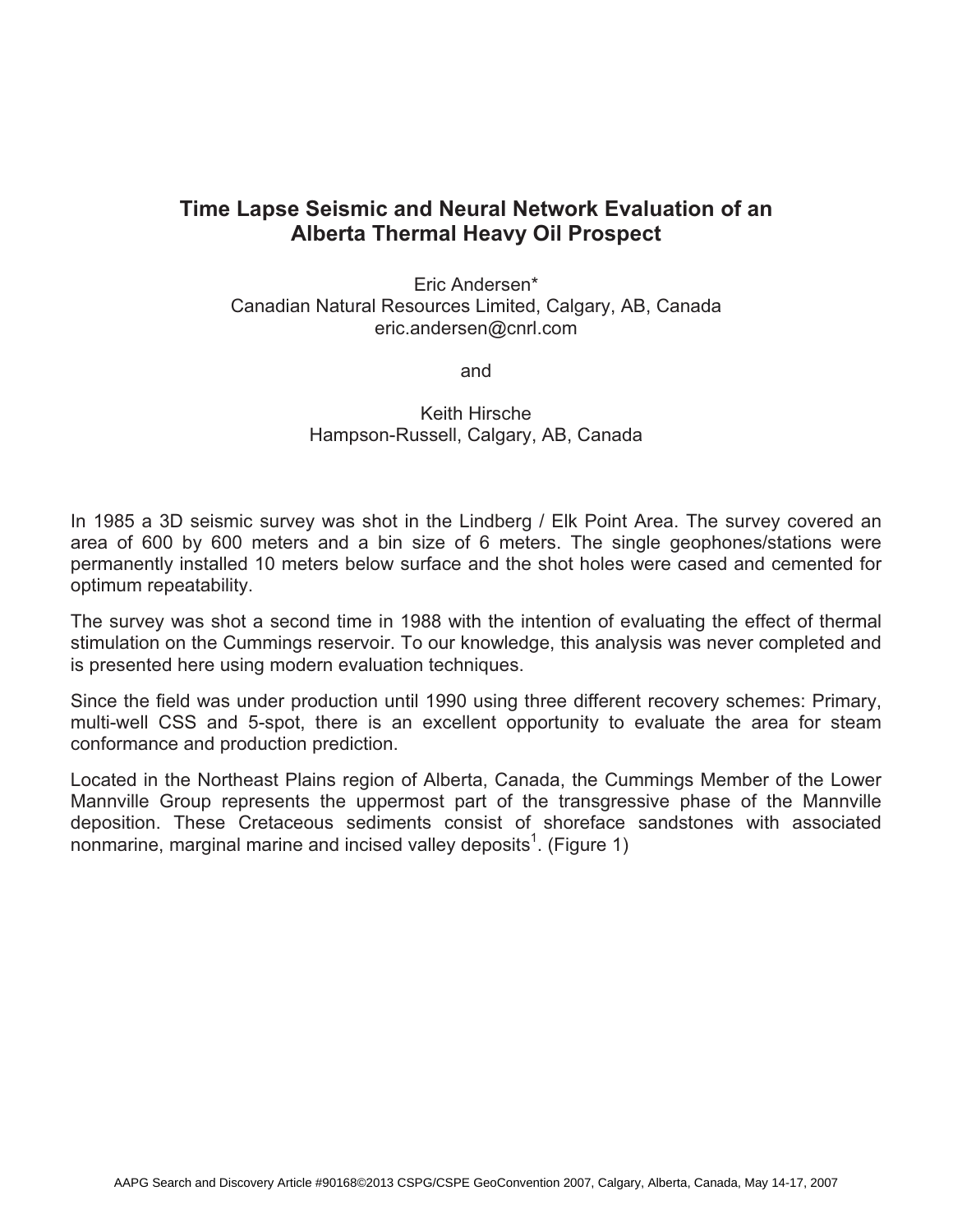# Time Lapse Seismic and Neural Network Evaluation of an Alberta Thermal Heavy Oil Prospect

Eric Andersen*
Canadian Natural Resources Limited, Calgary, AB, Canada
eric.andersen@cnrl.com

and

Keith Hirsche
Hampson-Russell, Calgary, AB, Canada

In 1985 a 3D seismic survey was shot in the Lindberg / Elk Point Area. The survey covered an area of 600 by 600 meters and a bin size of 6 meters. The single geophones/stations were permanently installed 10 meters below surface and the shot holes were cased and cemented for optimum repeatability.

The survey was shot a second time in 1988 with the intention of evaluating the effect of thermal stimulation on the Cummings reservoir. To our knowledge, this analysis was never completed and is presented here using modern evaluation techniques.

Since the field was under production until 1990 using three different recovery schemes: Primary, multi-well CSS and 5-spot, there is an excellent opportunity to evaluate the area for steam conformance and production prediction.

Located in the Northeast Plains region of Alberta, Canada, the Cummings Member of the Lower Mannville Group represents the uppermost part of the transgressive phase of the Mannville deposition. These Cretaceous sediments consist of shoreface sandstones with associated nonmarine, marginal marine and incised valley deposits[1]. (Figure 1)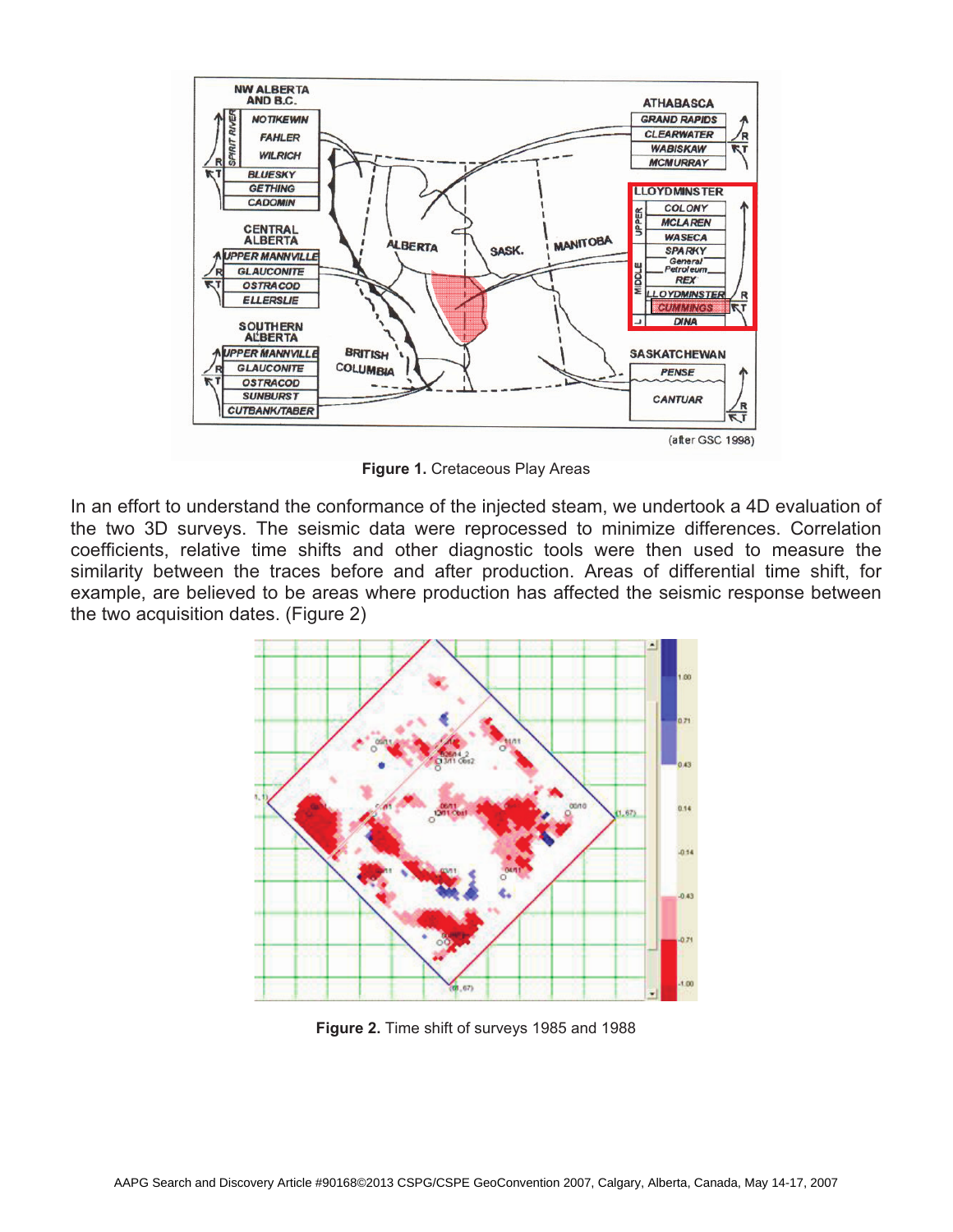**Figure 1.** Cretaceous Play Areas

In an effort to understand the conformance of the injected steam, we undertook a 4D evaluation of the two 3D surveys. The seismic data were reprocessed to minimize differences. Correlation coefficients, relative time shifts and other diagnostic tools were then used to measure the similarity between the traces before and after production. Areas of differential time shift, for example, are believed to be areas where production has affected the seismic response between the two acquisition dates. (Figure 2)

**Figure 2.** Time shift of surveys 1985 and 1988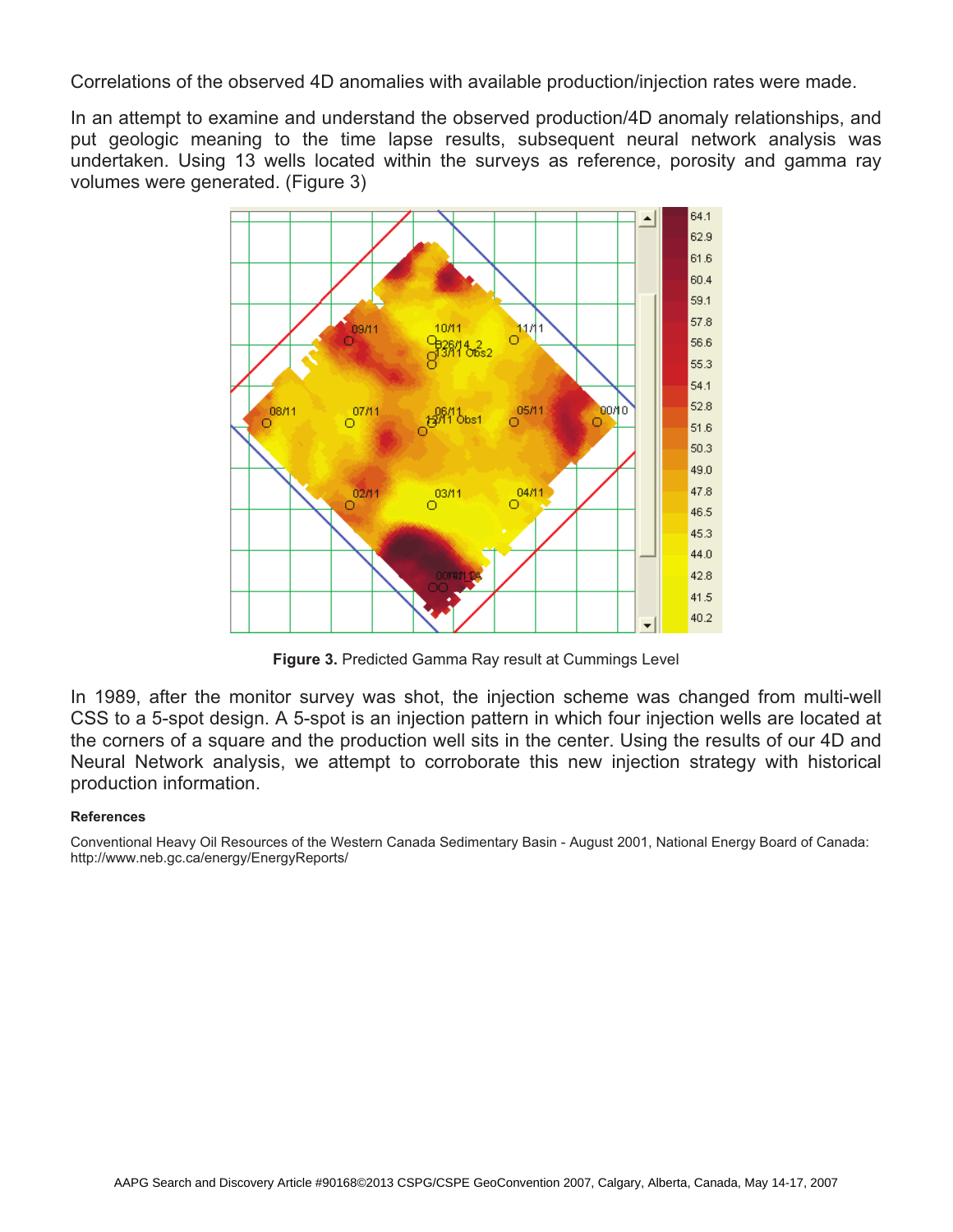Correlations of the observed 4D anomalies with available production/injection rates were made.

In an attempt to examine and understand the observed production/4D anomaly relationships, and put geologic meaning to the time lapse results, subsequent neural network analysis was undertaken. Using 13 wells located within the surveys as reference, porosity and gamma ray volumes were generated. (Figure 3)

09/11
10/11
11/11
B26/14_2
13/11 Obs2
08/11
07/11
06/11
13/11 Obs1
05/11
00/10
02/11
03/11
04/11

64.1
62.9
61.6
60.4
59.1
57.8
56.6
55.3
54.1
52.8
51.6
50.3
49.0
47.8
46.5
45.3
44.0
42.8
41.5
40.2

**Figure 3.** Predicted Gamma Ray result at Cummings Level

In 1989, after the monitor survey was shot, the injection scheme was changed from multi-well CSS to a 5-spot design. A 5-spot is an injection pattern in which four injection wells are located at the corners of a square and the production well sits in the center. Using the results of our 4D and Neural Network analysis, we attempt to corroborate this new injection strategy with historical production information.

#### References

Conventional Heavy Oil Resources of the Western Canada Sedimentary Basin - August 2001, National Energy Board of Canada: http://www.neb.gc.ca/energy/EnergyReports/